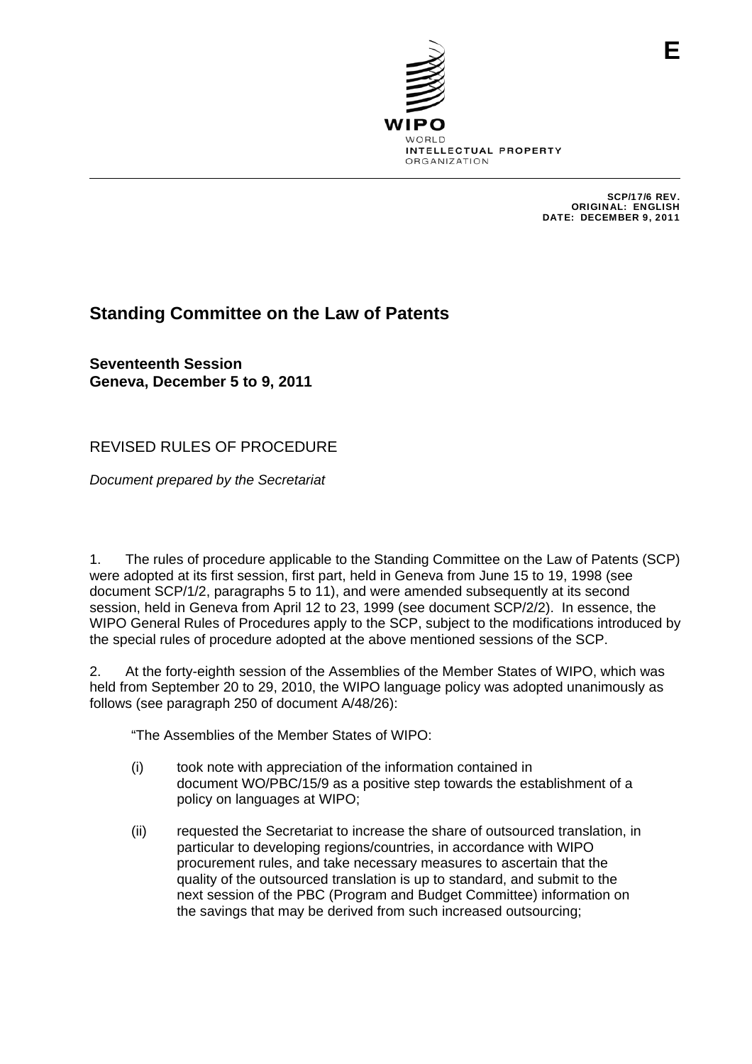E

WIPO
WORLD
INTELLECTUAL PROPERTY
ORGANIZATION

SCP/17/6 REV.
ORIGINAL: ENGLISH
DATE: DECEMBER 9, 2011

# Standing Committee on the Law of Patents

**Seventeenth Session**
**Geneva, December 5 to 9, 2011**

## REVISED RULES OF PROCEDURE

*Document prepared by the Secretariat*

1. The rules of procedure applicable to the Standing Committee on the Law of Patents (SCP) were adopted at its first session, first part, held in Geneva from June 15 to 19, 1998 (see document SCP/1/2, paragraphs 5 to 11), and were amended subsequently at its second session, held in Geneva from April 12 to 23, 1999 (see document SCP/2/2). In essence, the WIPO General Rules of Procedures apply to the SCP, subject to the modifications introduced by the special rules of procedure adopted at the above mentioned sessions of the SCP.

2. At the forty-eighth session of the Assemblies of the Member States of WIPO, which was held from September 20 to 29, 2010, the WIPO language policy was adopted unanimously as follows (see paragraph 250 of document A/48/26):

"The Assemblies of the Member States of WIPO:

(i) took note with appreciation of the information contained in document WO/PBC/15/9 as a positive step towards the establishment of a policy on languages at WIPO;

(ii) requested the Secretariat to increase the share of outsourced translation, in particular to developing regions/countries, in accordance with WIPO procurement rules, and take necessary measures to ascertain that the quality of the outsourced translation is up to standard, and submit to the next session of the PBC (Program and Budget Committee) information on the savings that may be derived from such increased outsourcing;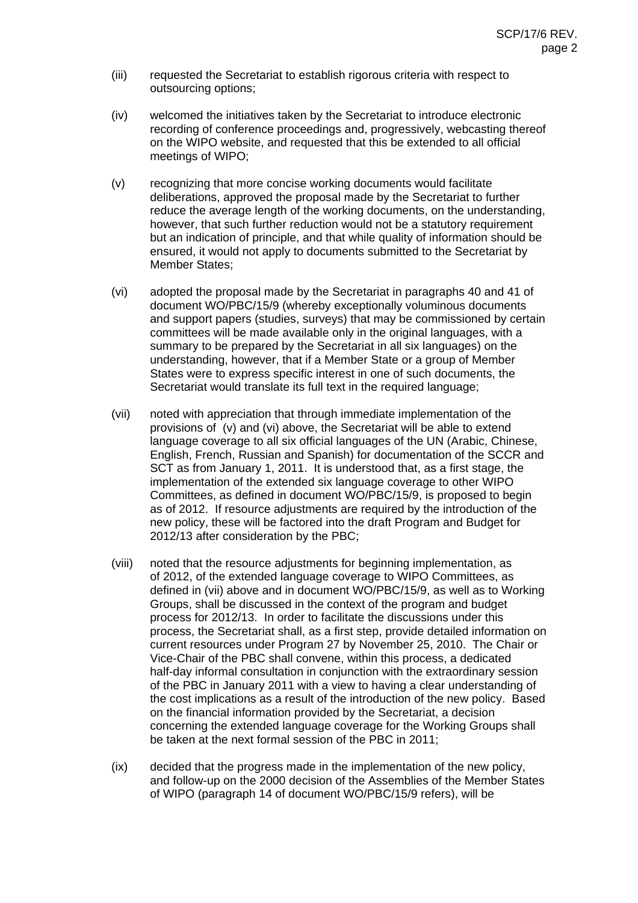(iii) requested the Secretariat to establish rigorous criteria with respect to outsourcing options;

(iv) welcomed the initiatives taken by the Secretariat to introduce electronic recording of conference proceedings and, progressively, webcasting thereof on the WIPO website, and requested that this be extended to all official meetings of WIPO;

(v) recognizing that more concise working documents would facilitate deliberations, approved the proposal made by the Secretariat to further reduce the average length of the working documents, on the understanding, however, that such further reduction would not be a statutory requirement but an indication of principle, and that while quality of information should be ensured, it would not apply to documents submitted to the Secretariat by Member States;

(vi) adopted the proposal made by the Secretariat in paragraphs 40 and 41 of document WO/PBC/15/9 (whereby exceptionally voluminous documents and support papers (studies, surveys) that may be commissioned by certain committees will be made available only in the original languages, with a summary to be prepared by the Secretariat in all six languages) on the understanding, however, that if a Member State or a group of Member States were to express specific interest in one of such documents, the Secretariat would translate its full text in the required language;

(vii) noted with appreciation that through immediate implementation of the provisions of (v) and (vi) above, the Secretariat will be able to extend language coverage to all six official languages of the UN (Arabic, Chinese, English, French, Russian and Spanish) for documentation of the SCCR and SCT as from January 1, 2011. It is understood that, as a first stage, the implementation of the extended six language coverage to other WIPO Committees, as defined in document WO/PBC/15/9, is proposed to begin as of 2012. If resource adjustments are required by the introduction of the new policy, these will be factored into the draft Program and Budget for 2012/13 after consideration by the PBC;

(viii) noted that the resource adjustments for beginning implementation, as of 2012, of the extended language coverage to WIPO Committees, as defined in (vii) above and in document WO/PBC/15/9, as well as to Working Groups, shall be discussed in the context of the program and budget process for 2012/13. In order to facilitate the discussions under this process, the Secretariat shall, as a first step, provide detailed information on current resources under Program 27 by November 25, 2010. The Chair or Vice-Chair of the PBC shall convene, within this process, a dedicated half-day informal consultation in conjunction with the extraordinary session of the PBC in January 2011 with a view to having a clear understanding of the cost implications as a result of the introduction of the new policy. Based on the financial information provided by the Secretariat, a decision concerning the extended language coverage for the Working Groups shall be taken at the next formal session of the PBC in 2011;

(ix) decided that the progress made in the implementation of the new policy, and follow-up on the 2000 decision of the Assemblies of the Member States of WIPO (paragraph 14 of document WO/PBC/15/9 refers), will be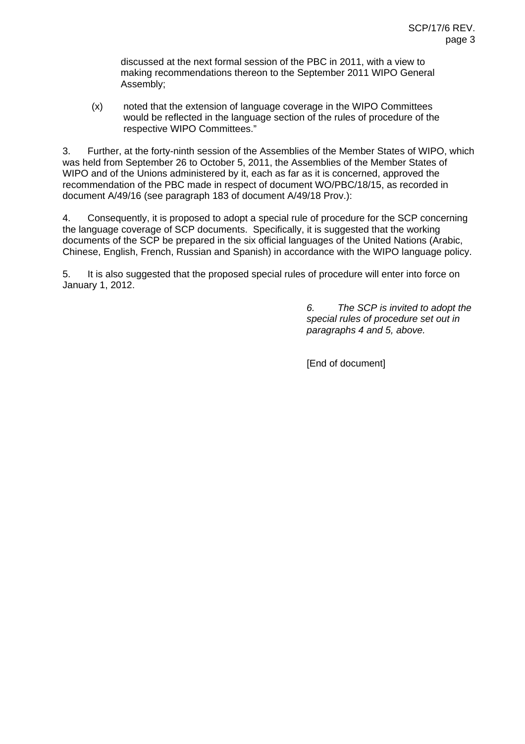discussed at the next formal session of the PBC in 2011, with a view to making recommendations thereon to the September 2011 WIPO General Assembly;

(x) noted that the extension of language coverage in the WIPO Committees would be reflected in the language section of the rules of procedure of the respective WIPO Committees."

3. Further, at the forty-ninth session of the Assemblies of the Member States of WIPO, which was held from September 26 to October 5, 2011, the Assemblies of the Member States of WIPO and of the Unions administered by it, each as far as it is concerned, approved the recommendation of the PBC made in respect of document WO/PBC/18/15, as recorded in document A/49/16 (see paragraph 183 of document A/49/18 Prov.):

4. Consequently, it is proposed to adopt a special rule of procedure for the SCP concerning the language coverage of SCP documents. Specifically, it is suggested that the working documents of the SCP be prepared in the six official languages of the United Nations (Arabic, Chinese, English, French, Russian and Spanish) in accordance with the WIPO language policy.

5. It is also suggested that the proposed special rules of procedure will enter into force on January 1, 2012.

*6. The SCP is invited to adopt the special rules of procedure set out in paragraphs 4 and 5, above.*

[End of document]